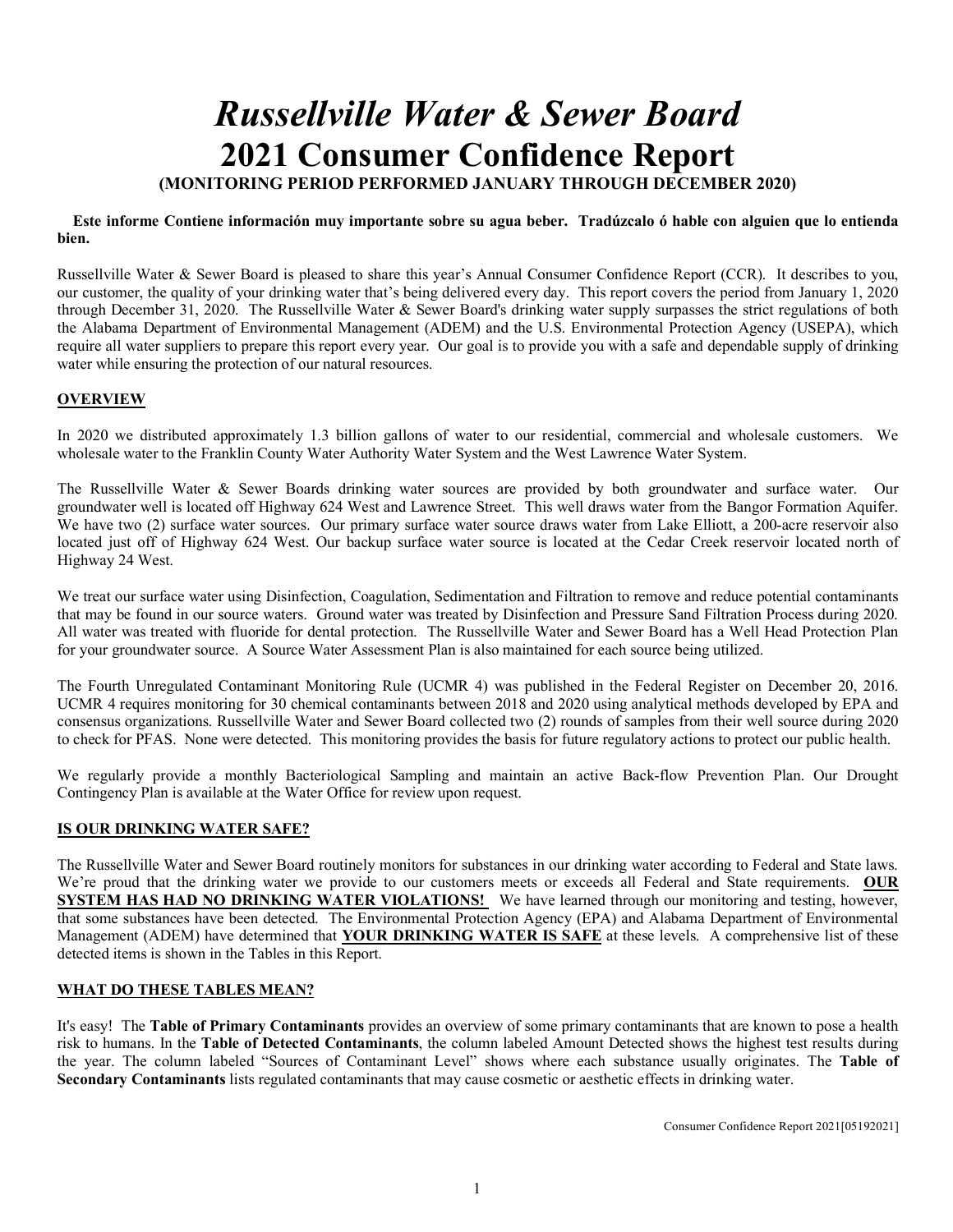# *Russellville Water & Sewer Board*

# 2021 Consumer Confidence Report

### (MONITORING PERIOD PERFORMED JANUARY THROUGH DECEMBER 2020)

**Este informe Contiene información muy importante sobre su agua beber. Tradúzcalo ó hable con alguien que lo entienda bien.**

Russellville Water & Sewer Board is pleased to share this year's Annual Consumer Confidence Report (CCR). It describes to you, our customer, the quality of your drinking water that's being delivered every day. This report covers the period from January 1, 2020 through December 31, 2020. The Russellville Water & Sewer Board's drinking water supply surpasses the strict regulations of both the Alabama Department of Environmental Management (ADEM) and the U.S. Environmental Protection Agency (USEPA), which require all water suppliers to prepare this report every year. Our goal is to provide you with a safe and dependable supply of drinking water while ensuring the protection of our natural resources.

## OVERVIEW

In 2020 we distributed approximately 1.3 billion gallons of water to our residential, commercial and wholesale customers. We wholesale water to the Franklin County Water Authority Water System and the West Lawrence Water System.

The Russellville Water & Sewer Boards drinking water sources are provided by both groundwater and surface water. Our groundwater well is located off Highway 624 West and Lawrence Street. This well draws water from the Bangor Formation Aquifer. We have two (2) surface water sources. Our primary surface water source draws water from Lake Elliott, a 200-acre reservoir also located just off of Highway 624 West. Our backup surface water source is located at the Cedar Creek reservoir located north of Highway 24 West.

We treat our surface water using Disinfection, Coagulation, Sedimentation and Filtration to remove and reduce potential contaminants that may be found in our source waters. Ground water was treated by Disinfection and Pressure Sand Filtration Process during 2020. All water was treated with fluoride for dental protection. The Russellville Water and Sewer Board has a Well Head Protection Plan for your groundwater source. A Source Water Assessment Plan is also maintained for each source being utilized.

The Fourth Unregulated Contaminant Monitoring Rule (UCMR 4) was published in the Federal Register on December 20, 2016. UCMR 4 requires monitoring for 30 chemical contaminants between 2018 and 2020 using analytical methods developed by EPA and consensus organizations. Russellville Water and Sewer Board collected two (2) rounds of samples from their well source during 2020 to check for PFAS. None were detected. This monitoring provides the basis for future regulatory actions to protect our public health.

We regularly provide a monthly Bacteriological Sampling and maintain an active Back-flow Prevention Plan. Our Drought Contingency Plan is available at the Water Office for review upon request.

## IS OUR DRINKING WATER SAFE?

The Russellville Water and Sewer Board routinely monitors for substances in our drinking water according to Federal and State laws. We're proud that the drinking water we provide to our customers meets or exceeds all Federal and State requirements. **OUR SYSTEM HAS HAD NO DRINKING WATER VIOLATIONS!** We have learned through our monitoring and testing, however, that some substances have been detected. The Environmental Protection Agency (EPA) and Alabama Department of Environmental Management (ADEM) have determined that **YOUR DRINKING WATER IS SAFE** at these levels. A comprehensive list of these detected items is shown in the Tables in this Report.

## WHAT DO THESE TABLES MEAN?

It's easy! The **Table of Primary Contaminants** provides an overview of some primary contaminants that are known to pose a health risk to humans. In the **Table of Detected Contaminants**, the column labeled Amount Detected shows the highest test results during the year. The column labeled "Sources of Contaminant Level" shows where each substance usually originates. The **Table of Secondary Contaminants** lists regulated contaminants that may cause cosmetic or aesthetic effects in drinking water.

Consumer Confidence Report 2021[05192021]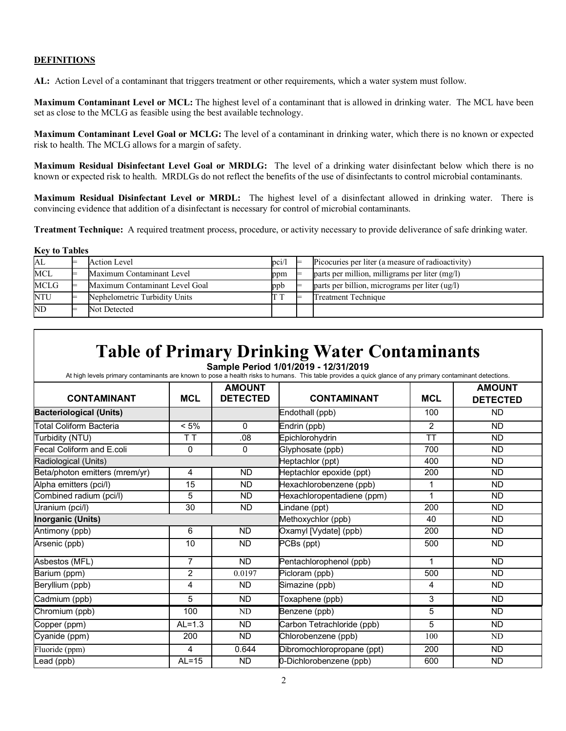**DEFINITIONS**

**AL:** Action Level of a contaminant that triggers treatment or other requirements, which a water system must follow.

**Maximum Contaminant Level or MCL:** The highest level of a contaminant that is allowed in drinking water. The MCL have been set as close to the MCLG as feasible using the best available technology.

**Maximum Contaminant Level Goal or MCLG:** The level of a contaminant in drinking water, which there is no known or expected risk to health. The MCLG allows for a margin of safety.

**Maximum Residual Disinfectant Level Goal or MRDLG:** The level of a drinking water disinfectant below which there is no known or expected risk to health. MRDLGs do not reflect the benefits of the use of disinfectants to control microbial contaminants.

**Maximum Residual Disinfectant Level or MRDL:** The highest level of a disinfectant allowed in drinking water. There is convincing evidence that addition of a disinfectant is necessary for control of microbial contaminants.

**Treatment Technique:** A required treatment process, procedure, or activity necessary to provide deliverance of safe drinking water.

**Key to Tables**

| | | | | | |
|---|---|---|---|---|---|
| AL | = | Action Level | pci/l | = | Picocuries per liter (a measure of radioactivity) |
| MCL | = | Maximum Contaminant Level | ppm | = | parts per million, milligrams per liter (mg/l) |
| MCLG | = | Maximum Contaminant Level Goal | ppb | = | parts per billion, micrograms per liter (ug/l) |
| NTU | = | Nephelometric Turbidity Units | T T | = | Treatment Technique |
| ND | = | Not Detected | | | |

# Table of Primary Drinking Water Contaminants

**Sample Period 1/01/2019 - 12/31/2019**

At high levels primary contaminants are known to pose a health risks to humans. This table provides a quick glance of any primary contaminant detections.

| CONTAMINANT | MCL | AMOUNT DETECTED | CONTAMINANT | MCL | AMOUNT DETECTED |
|---|---|---|---|---|---|
| **Bacteriological (Units)** | | | Endothall (ppb) | 100 | ND |
| Total Coliform Bacteria | < 5% | 0 | Endrin (ppb) | 2 | ND |
| Turbidity (NTU) | T T | .08 | Epichlorohydrin | TT | ND |
| Fecal Coliform and E.coli | 0 | 0 | Glyphosate (ppb) | 700 | ND |
| Radiological (Units) | | | Heptachlor (ppt) | 400 | ND |
| Beta/photon emitters (mrem/yr) | 4 | ND | Heptachlor epoxide (ppt) | 200 | ND |
| Alpha emitters (pci/l) | 15 | ND | Hexachlorobenzene (ppb) | 1 | ND |
| Combined radium (pci/l) | 5 | ND | Hexachloropentadiene (ppm) | 1 | ND |
| Uranium (pci/l) | 30 | ND | Lindane (ppt) | 200 | ND |
| **Inorganic (Units)** | | | Methoxychlor (ppb) | 40 | ND |
| Antimony (ppb) | 6 | ND | Oxamyl [Vydate] (ppb) | 200 | ND |
| Arsenic (ppb) | 10 | ND | PCBs (ppt) | 500 | ND |
| Asbestos (MFL) | 7 | ND | Pentachlorophenol (ppb) | 1 | ND |
| Barium (ppm) | 2 | 0.0197 | Picloram (ppb) | 500 | ND |
| Beryllium (ppb) | 4 | ND | Simazine (ppb) | 4 | ND |
| Cadmium (ppb) | 5 | ND | Toxaphene (ppb) | 3 | ND |
| Chromium (ppb) | 100 | ND | Benzene (ppb) | 5 | ND |
| Copper (ppm) | AL=1.3 | ND | Carbon Tetrachloride (ppb) | 5 | ND |
| Cyanide (ppm) | 200 | ND | Chlorobenzene (ppb) | 100 | ND |
| Fluoride (ppm) | 4 | 0.644 | Dibromochloropropane (ppt) | 200 | ND |
| Lead (ppb) | AL=15 | ND | 0-Dichlorobenzene (ppb) | 600 | ND |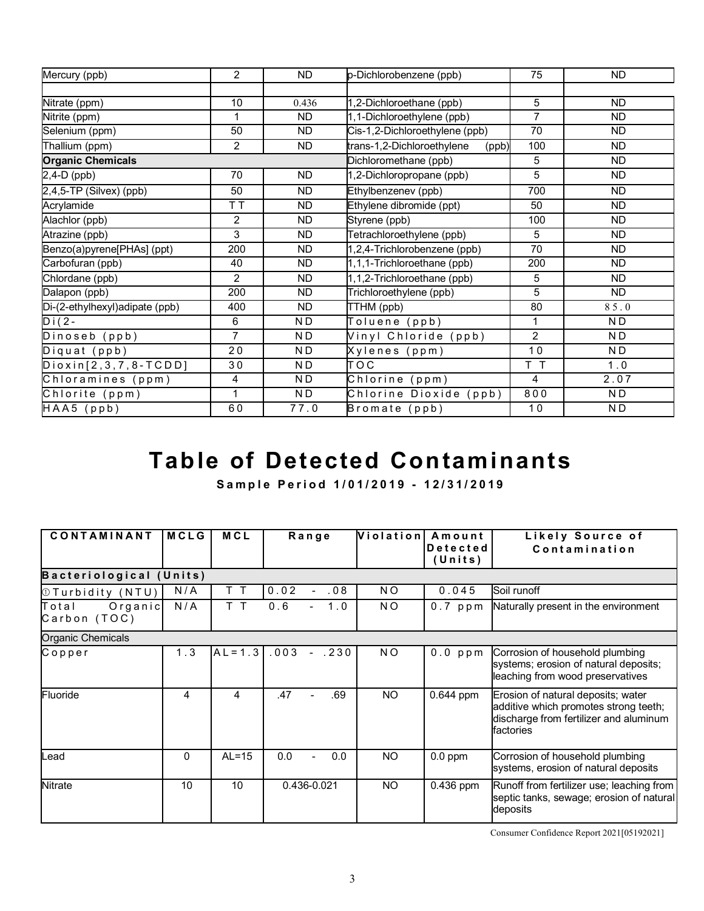| Mercury (ppb) | 2 | ND | p-Dichlorobenzene (ppb) | 75 | ND |
|---|---|---|---|---|---|
| | | | | | |
| Nitrate (ppm) | 10 | 0.436 | 1,2-Dichloroethane (ppb) | 5 | ND |
| Nitrite (ppm) | 1 | ND | 1,1-Dichloroethylene (ppb) | 7 | ND |
| Selenium (ppm) | 50 | ND | Cis-1,2-Dichloroethylene (ppb) | 70 | ND |
| Thallium (ppm) | 2 | ND | trans-1,2-Dichloroethylene (ppb) | 100 | ND |
| **Organic Chemicals** | | | Dichloromethane (ppb) | 5 | ND |
| 2,4-D (ppb) | 70 | ND | 1,2-Dichloropropane (ppb) | 5 | ND |
| 2,4,5-TP (Silvex) (ppb) | 50 | ND | Ethylbenzenev (ppb) | 700 | ND |
| Acrylamide | TT | ND | Ethylene dibromide (ppt) | 50 | ND |
| Alachlor (ppb) | 2 | ND | Styrene (ppb) | 100 | ND |
| Atrazine (ppb) | 3 | ND | Tetrachloroethylene (ppb) | 5 | ND |
| Benzo(a)pyrene[PHAs] (ppt) | 200 | ND | 1,2,4-Trichlorobenzene (ppb) | 70 | ND |
| Carbofuran (ppb) | 40 | ND | 1,1,1-Trichloroethane (ppb) | 200 | ND |
| Chlordane (ppb) | 2 | ND | 1,1,2-Trichloroethane (ppb) | 5 | ND |
| Dalapon (ppb) | 200 | ND | Trichloroethylene (ppb) | 5 | ND |
| Di-(2-ethylhexyl)adipate (ppb) | 400 | ND | TTHM (ppb) | 80 | 85.0 |
| Di(2- | 6 | ND | Toluene (ppb) | 1 | ND |
| Dinoseb (ppb) | 7 | ND | Vinyl Chloride (ppb) | 2 | ND |
| Diquat (ppb) | 20 | ND | Xylenes (ppm) | 10 | ND |
| Dioxin[2,3,7,8-TCDD] | 30 | ND | TOC | TT | 1.0 |
| Chloramines (ppm) | 4 | ND | Chlorine (ppm) | 4 | 2.07 |
| Chlorite (ppm) | 1 | ND | Chlorine Dioxide (ppb) | 800 | ND |
| HAA5 (ppb) | 60 | 77.0 | Bromate (ppb) | 10 | ND |

# Table of Detected Contaminants

**Sample Period 1/01/2019 - 12/31/2019**

| CONTAMINANT | MCLG | MCL | Range | Violation | Amount Detected (Units) | Likely Source of Contamination |
|---|---|---|---|---|---|---|
| **Bacteriological (Units)** | | | | | | |
| ① Turbidity (NTU) | N/A | TT | 0.02 - .08 | NO | 0.045 | Soil runoff |
| Total Organic Carbon (TOC) | N/A | TT | 0.6 - 1.0 | NO | 0.7 ppm | Naturally present in the environment |
| Organic Chemicals | | | | | | |
| Copper | 1.3 | AL=1.3 | .003 - .230 | NO | 0.0 ppm | Corrosion of household plumbing systems; erosion of natural deposits; leaching from wood preservatives |
| Fluoride | 4 | 4 | .47 - .69 | NO | 0.644 ppm | Erosion of natural deposits; water additive which promotes strong teeth; discharge from fertilizer and aluminum factories |
| Lead | 0 | AL=15 | 0.0 - 0.0 | NO | 0.0 ppm | Corrosion of household plumbing systems, erosion of natural deposits |
| Nitrate | 10 | 10 | 0.436-0.021 | NO | 0.436 ppm | Runoff from fertilizer use; leaching from septic tanks, sewage; erosion of natural deposits |

Consumer Confidence Report 2021[05192021]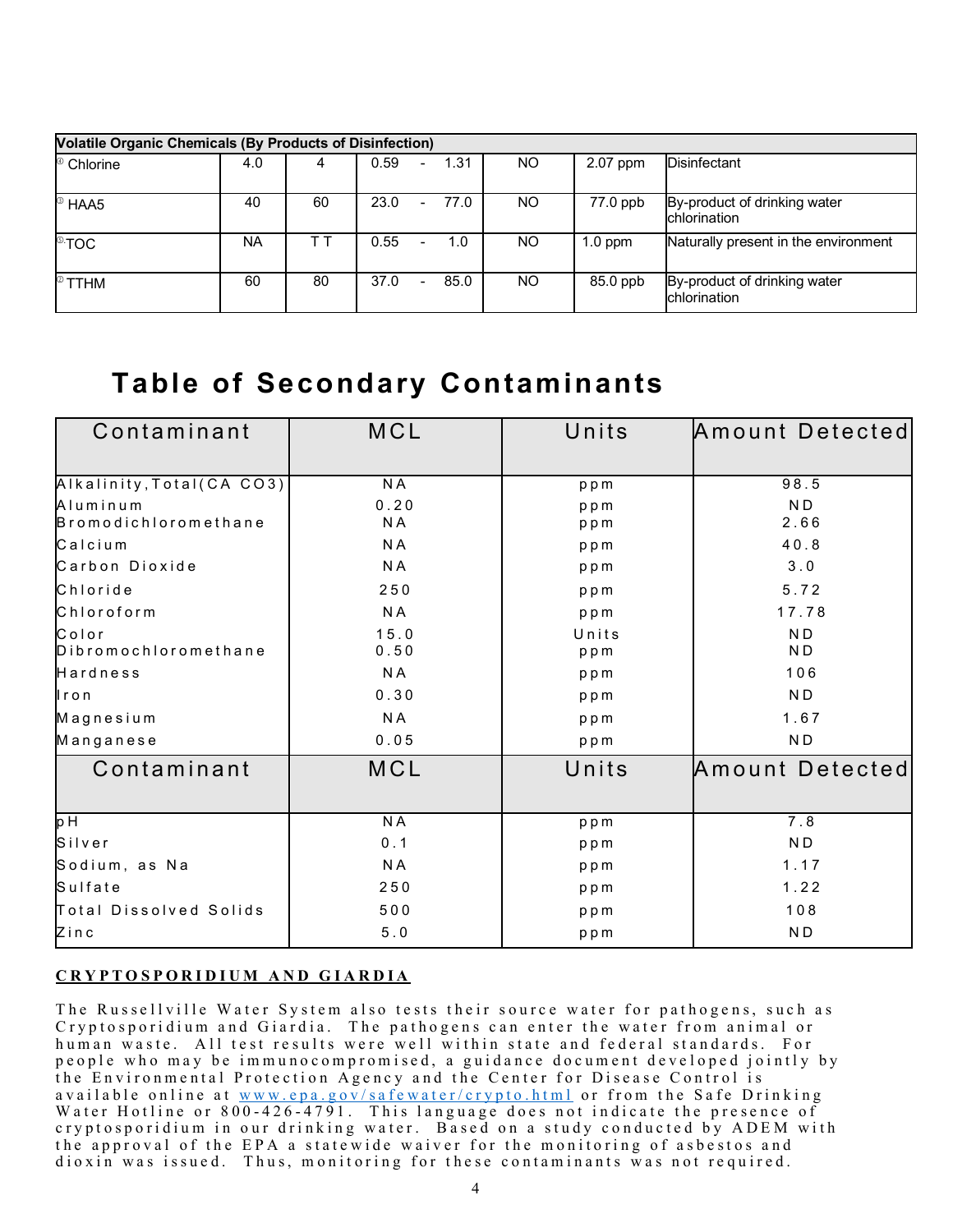| Volatile Organic Chemicals (By Products of Disinfection) | | | | | | |
|---|---|---|---|---|---|---|
| [4] Chlorine | 4.0 | 4 | 0.59 - 1.31 | NO | 2.07 ppm | Disinfectant |
| [3] HAA5 | 40 | 60 | 23.0 - 77.0 | NO | 77.0 ppb | By-product of drinking water chlorination |
| [5] TOC | NA | T T | 0.55 - 1.0 | NO | 1.0 ppm | Naturally present in the environment |
| [2] TTHM | 60 | 80 | 37.0 - 85.0 | NO | 85.0 ppb | By-product of drinking water chlorination |

# Table of Secondary Contaminants

| Contaminant | MCL | Units | Amount Detected |
|---|---|---|---|
| Alkalinity,Total(CA CO3) | NA | ppm | 98.5 |
| Aluminum | 0.20 | ppm | ND |
| Bromodichloromethane | NA | ppm | 2.66 |
| Calcium | NA | ppm | 40.8 |
| Carbon Dioxide | NA | ppm | 3.0 |
| Chloride | 250 | ppm | 5.72 |
| Chloroform | NA | ppm | 17.78 |
| Color | 15.0 | Units | ND |
| Dibromochloromethane | 0.50 | ppm | ND |
| Hardness | NA | ppm | 106 |
| Iron | 0.30 | ppm | ND |
| Magnesium | NA | ppm | 1.67 |
| Manganese | 0.05 | ppm | ND |
| pH | NA | ppm | 7.8 |
| Silver | 0.1 | ppm | ND |
| Sodium, as Na | NA | ppm | 1.17 |
| Sulfate | 250 | ppm | 1.22 |
| Total Dissolved Solids | 500 | ppm | 108 |
| Zinc | 5.0 | ppm | ND |

## CRYPTOSPORIDIUM AND GIARDIA

The Russellville Water System also tests their source water for pathogens, such as Cryptosporidium and Giardia. The pathogens can enter the water from animal or human waste. All test results were well within state and federal standards. For people who may be immunocompromised, a guidance document developed jointly by the Environmental Protection Agency and the Center for Disease Control is available online at www.epa.gov/safewater/crypto.html or from the Safe Drinking Water Hotline or 800-426-4791. This language does not indicate the presence of cryptosporidium in our drinking water. Based on a study conducted by ADEM with the approval of the EPA a statewide waiver for the monitoring of asbestos and dioxin was issued. Thus, monitoring for these contaminants was not required.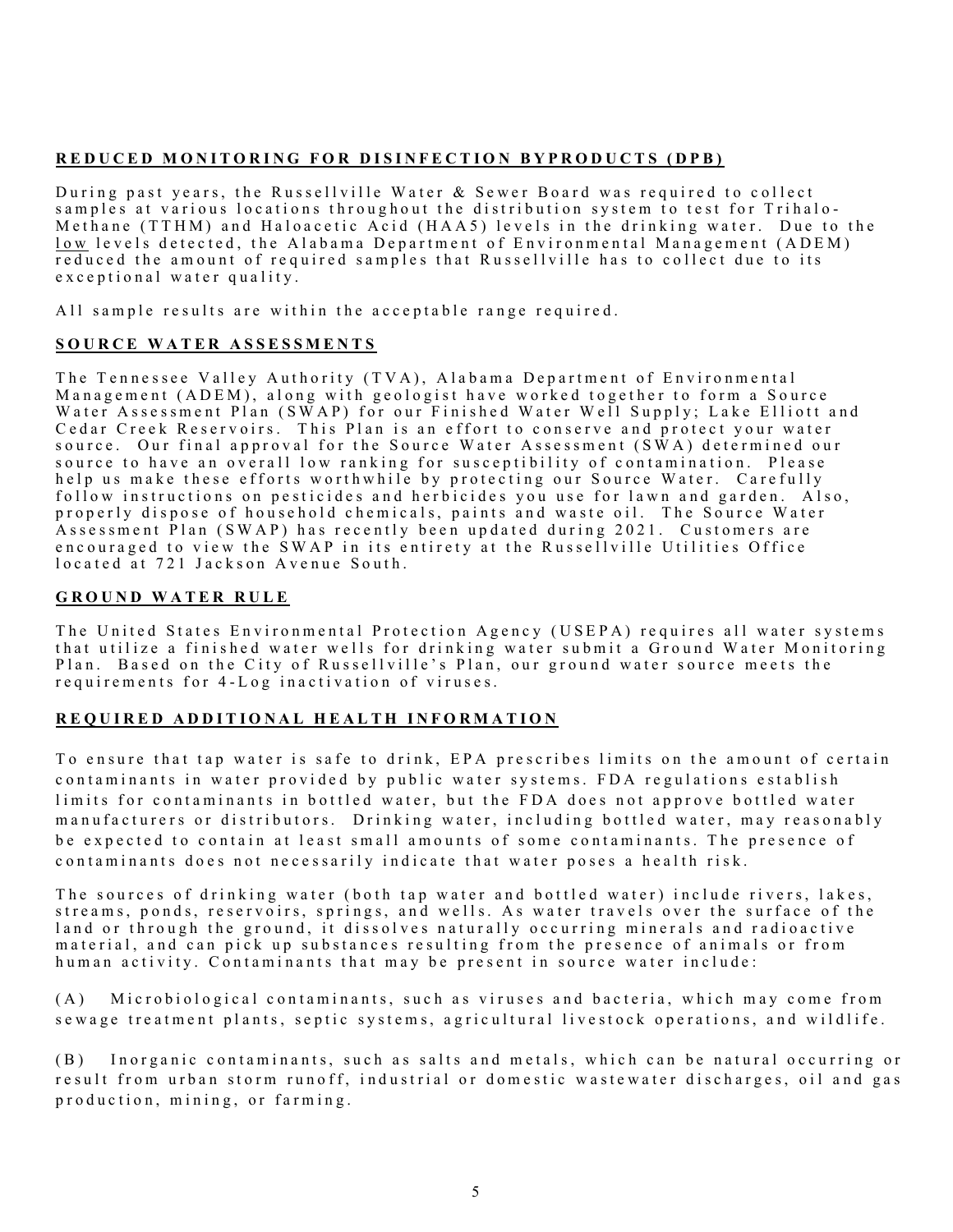## REDUCED MONITORING FOR DISINFECTION BYPRODUCTS (DPB)

During past years, the Russellville Water & Sewer Board was required to collect samples at various locations throughout the distribution system to test for Trihalo-Methane (TTHM) and Haloacetic Acid (HAA5) levels in the drinking water. Due to the low levels detected, the Alabama Department of Environmental Management (ADEM) reduced the amount of required samples that Russellville has to collect due to its exceptional water quality.

All sample results are within the acceptable range required.

## SOURCE WATER ASSESSMENTS

The Tennessee Valley Authority (TVA), Alabama Department of Environmental Management (ADEM), along with geologist have worked together to form a Source Water Assessment Plan (SWAP) for our Finished Water Well Supply; Lake Elliott and Cedar Creek Reservoirs. This Plan is an effort to conserve and protect your water source. Our final approval for the Source Water Assessment (SWA) determined our source to have an overall low ranking for susceptibility of contamination. Please help us make these efforts worthwhile by protecting our Source Water. Carefully follow instructions on pesticides and herbicides you use for lawn and garden. Also, properly dispose of household chemicals, paints and waste oil. The Source Water Assessment Plan (SWAP) has recently been updated during 2021. Customers are encouraged to view the SWAP in its entirety at the Russellville Utilities Office located at 721 Jackson Avenue South.

## GROUND WATER RULE

The United States Environmental Protection Agency (USEPA) requires all water systems that utilize a finished water wells for drinking water submit a Ground Water Monitoring Plan. Based on the City of Russellville's Plan, our ground water source meets the requirements for 4-Log inactivation of viruses.

## REQUIRED ADDITIONAL HEALTH INFORMATION

To ensure that tap water is safe to drink, EPA prescribes limits on the amount of certain contaminants in water provided by public water systems. FDA regulations establish limits for contaminants in bottled water, but the FDA does not approve bottled water manufacturers or distributors. Drinking water, including bottled water, may reasonably be expected to contain at least small amounts of some contaminants. The presence of contaminants does not necessarily indicate that water poses a health risk.

The sources of drinking water (both tap water and bottled water) include rivers, lakes, streams, ponds, reservoirs, springs, and wells. As water travels over the surface of the land or through the ground, it dissolves naturally occurring minerals and radioactive material, and can pick up substances resulting from the presence of animals or from human activity. Contaminants that may be present in source water include:

(A) Microbiological contaminants, such as viruses and bacteria, which may come from sewage treatment plants, septic systems, agricultural livestock operations, and wildlife.

(B) Inorganic contaminants, such as salts and metals, which can be natural occurring or result from urban storm runoff, industrial or domestic wastewater discharges, oil and gas production, mining, or farming.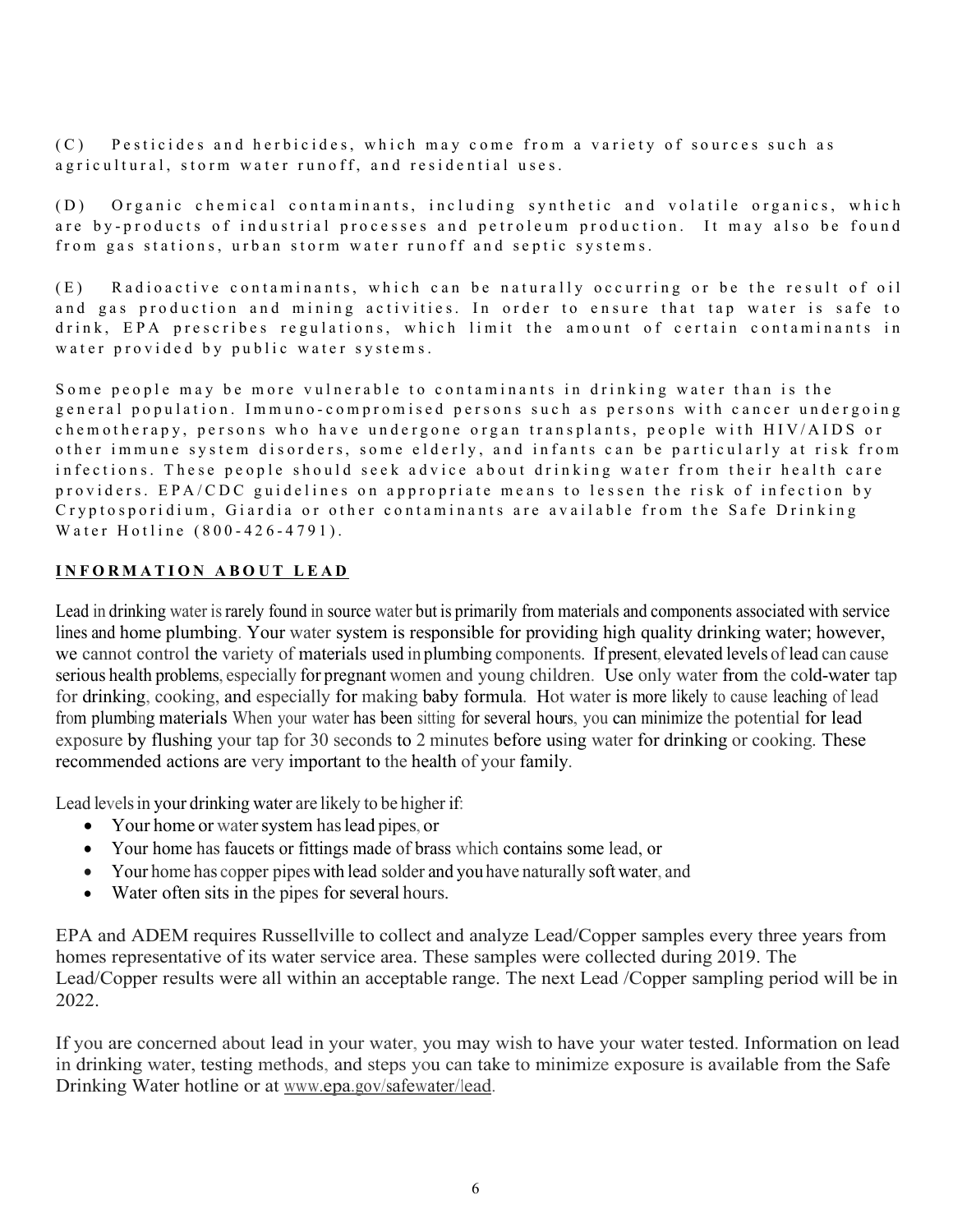(C) Pesticides and herbicides, which may come from a variety of sources such as agricultural, storm water runoff, and residential uses.

(D) Organic chemical contaminants, including synthetic and volatile organics, which are by-products of industrial processes and petroleum production. It may also be found from gas stations, urban storm water runoff and septic systems.

(E) Radioactive contaminants, which can be naturally occurring or be the result of oil and gas production and mining activities. In order to ensure that tap water is safe to drink, EPA prescribes regulations, which limit the amount of certain contaminants in water provided by public water systems.

Some people may be more vulnerable to contaminants in drinking water than is the general population. Immuno-compromised persons such as persons with cancer undergoing chemotherapy, persons who have undergone organ transplants, people with HIV/AIDS or other immune system disorders, some elderly, and infants can be particularly at risk from infections. These people should seek advice about drinking water from their health care providers. EPA/CDC guidelines on appropriate means to lessen the risk of infection by Cryptosporidium, Giardia or other contaminants are available from the Safe Drinking Water Hotline (800-426-4791).

**INFORMATION ABOUT LEAD**

Lead in drinking water is rarely found in source water but is primarily from materials and components associated with service lines and home plumbing. Your water system is responsible for providing high quality drinking water; however, we cannot control the variety of materials used in plumbing components. If present, elevated levels of lead can cause serious health problems, especially for pregnant women and young children. Use only water from the cold-water tap for drinking, cooking, and especially for making baby formula. Hot water is more likely to cause leaching of lead from plumbing materials When your water has been sitting for several hours, you can minimize the potential for lead exposure by flushing your tap for 30 seconds to 2 minutes before using water for drinking or cooking. These recommended actions are very important to the health of your family.

Lead levels in your drinking water are likely to be higher if:

- Your home or water system has lead pipes, or
- Your home has faucets or fittings made of brass which contains some lead, or
- Your home has copper pipes with lead solder and you have naturally soft water, and
- Water often sits in the pipes for several hours.

EPA and ADEM requires Russellville to collect and analyze Lead/Copper samples every three years from homes representative of its water service area. These samples were collected during 2019. The Lead/Copper results were all within an acceptable range. The next Lead /Copper sampling period will be in 2022.

If you are concerned about lead in your water, you may wish to have your water tested. Information on lead in drinking water, testing methods, and steps you can take to minimize exposure is available from the Safe Drinking Water hotline or at www.epa.gov/safewater/lead.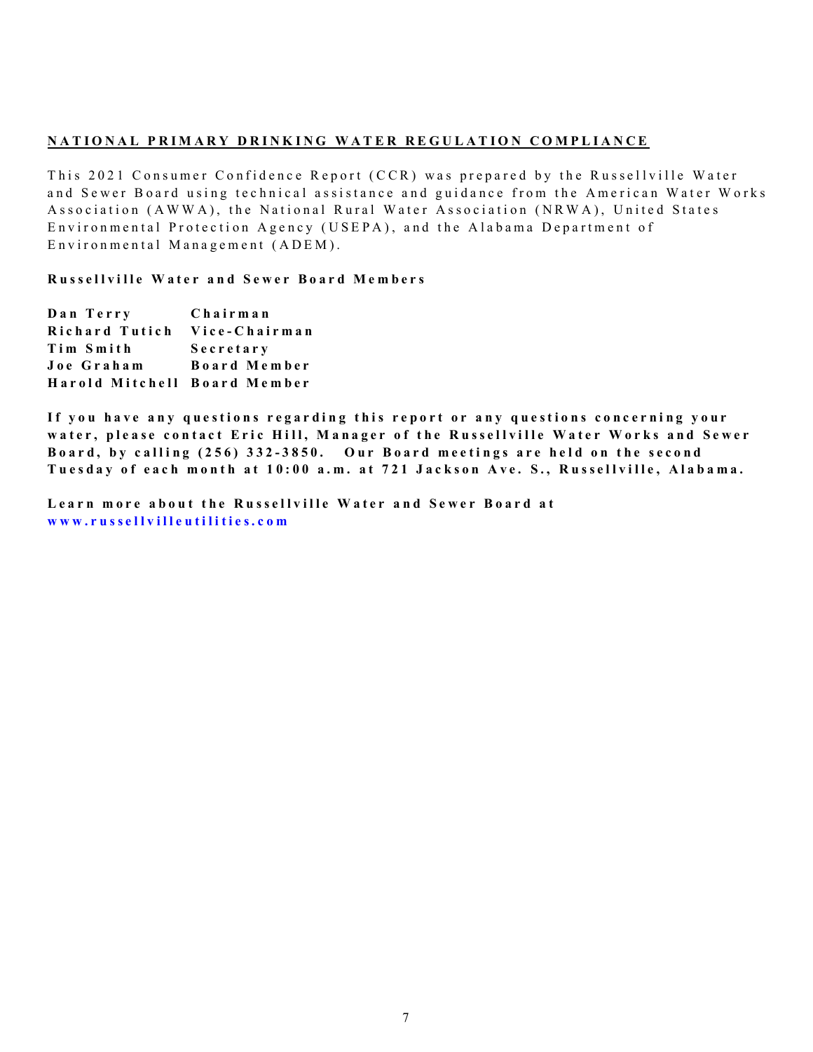## NATIONAL PRIMARY DRINKING WATER REGULATION COMPLIANCE

This 2021 Consumer Confidence Report (CCR) was prepared by the Russellville Water and Sewer Board using technical assistance and guidance from the American Water Works Association (AWWA), the National Rural Water Association (NRWA), United States Environmental Protection Agency (USEPA), and the Alabama Department of Environmental Management (ADEM).

**Russellville Water and Sewer Board Members**

| | |
|---|---|
| **Dan Terry** | **Chairman** |
| **Richard Tutich** | **Vice-Chairman** |
| **Tim Smith** | **Secretary** |
| **Joe Graham** | **Board Member** |
| **Harold Mitchell** | **Board Member** |

**If you have any questions regarding this report or any questions concerning your water, please contact Eric Hill, Manager of the Russellville Water Works and Sewer Board, by calling (256) 332-3850. Our Board meetings are held on the second Tuesday of each month at 10:00 a.m. at 721 Jackson Ave. S., Russellville, Alabama.**

**Learn more about the Russellville Water and Sewer Board at www.russellvilleutilities.com**